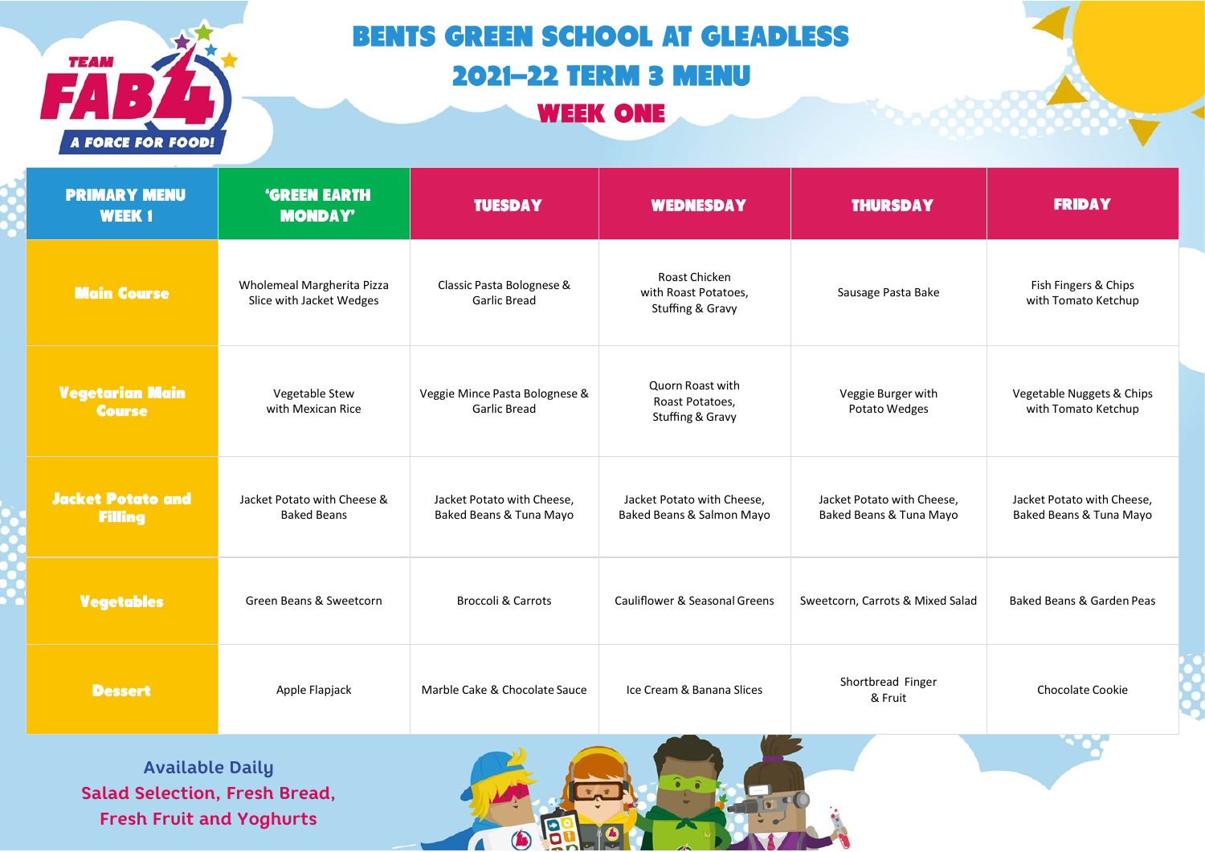TEAM FAB 4 A FORCE FOR FOOD!

# BENTS GREEN SCHOOL AT GLEADLESS

## 2021–22 TERM 3 MENU

## WEEK ONE

| PRIMARY MENU WEEK 1 | 'GREEN EARTH MONDAY' | TUESDAY | WEDNESDAY | THURSDAY | FRIDAY |
|---|---|---|---|---|---|
| Main Course | Wholemeal Margherita Pizza Slice with Jacket Wedges | Classic Pasta Bolognese & Garlic Bread | Roast Chicken with Roast Potatoes, Stuffing & Gravy | Sausage Pasta Bake | Fish Fingers & Chips with Tomato Ketchup |
| Vegetarian Main Course | Vegetable Stew with Mexican Rice | Veggie Mince Pasta Bolognese & Garlic Bread | Quorn Roast with Roast Potatoes, Stuffing & Gravy | Veggie Burger with Potato Wedges | Vegetable Nuggets & Chips with Tomato Ketchup |
| Jacket Potato and Filling | Jacket Potato with Cheese & Baked Beans | Jacket Potato with Cheese, Baked Beans & Tuna Mayo | Jacket Potato with Cheese, Baked Beans & Salmon Mayo | Jacket Potato with Cheese, Baked Beans & Tuna Mayo | Jacket Potato with Cheese, Baked Beans & Tuna Mayo |
| Vegetables | Green Beans & Sweetcorn | Broccoli & Carrots | Cauliflower & Seasonal Greens | Sweetcorn, Carrots & Mixed Salad | Baked Beans & Garden Peas |
| Dessert | Apple Flapjack | Marble Cake & Chocolate Sauce | Ice Cream & Banana Slices | Shortbread Finger & Fruit | Chocolate Cookie |

**Available Daily**
Salad Selection, Fresh Bread,
Fresh Fruit and Yoghurts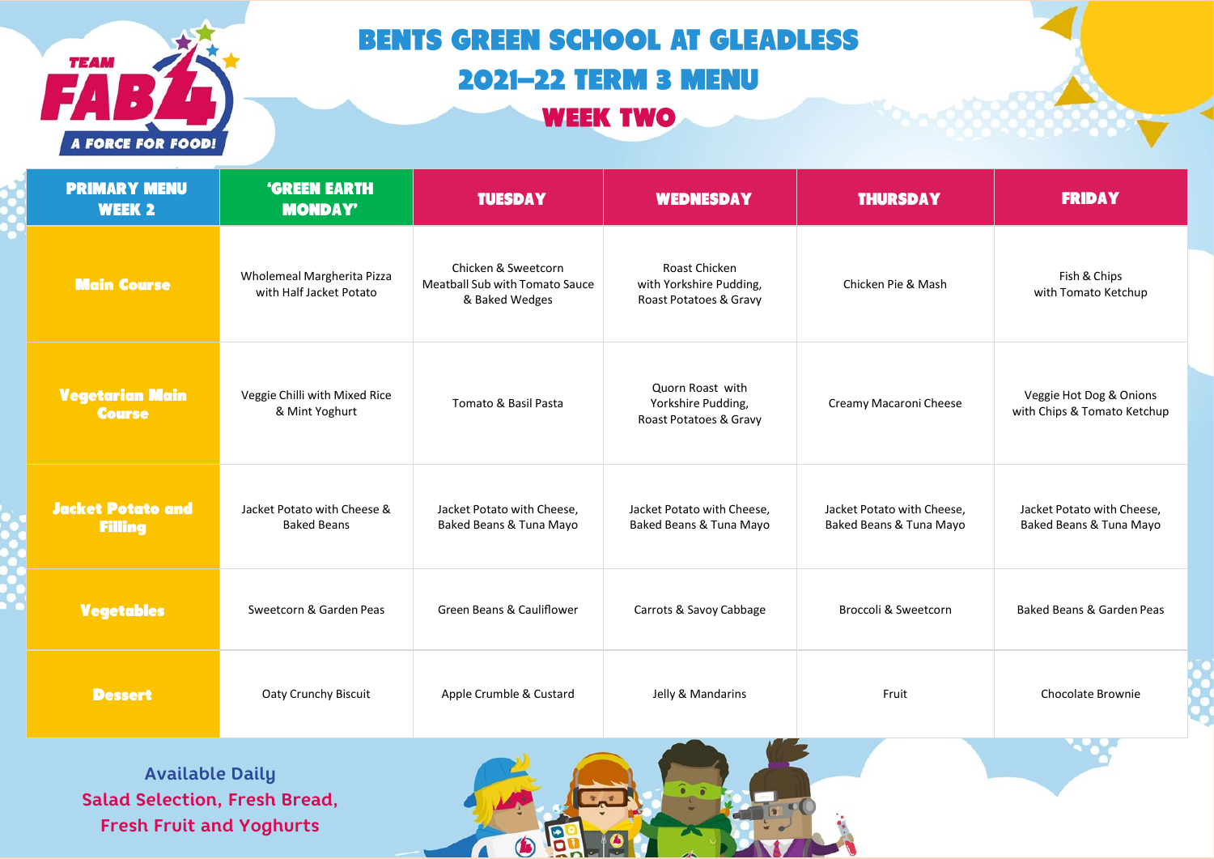# BENTS GREEN SCHOOL AT GLEADLESS

## 2021–22 TERM 3 MENU

## WEEK TWO

| PRIMARY MENU WEEK 2 | 'GREEN EARTH MONDAY' | TUESDAY | WEDNESDAY | THURSDAY | FRIDAY |
|---|---|---|---|---|---|
| **Main Course** | Wholemeal Margherita Pizza with Half Jacket Potato | Chicken & Sweetcorn Meatball Sub with Tomato Sauce & Baked Wedges | Roast Chicken with Yorkshire Pudding, Roast Potatoes & Gravy | Chicken Pie & Mash | Fish & Chips with Tomato Ketchup |
| **Vegetarian Main Course** | Veggie Chilli with Mixed Rice & Mint Yoghurt | Tomato & Basil Pasta | Quorn Roast with Yorkshire Pudding, Roast Potatoes & Gravy | Creamy Macaroni Cheese | Veggie Hot Dog & Onions with Chips & Tomato Ketchup |
| **Jacket Potato and Filling** | Jacket Potato with Cheese & Baked Beans | Jacket Potato with Cheese, Baked Beans & Tuna Mayo | Jacket Potato with Cheese, Baked Beans & Tuna Mayo | Jacket Potato with Cheese, Baked Beans & Tuna Mayo | Jacket Potato with Cheese, Baked Beans & Tuna Mayo |
| **Vegetables** | Sweetcorn & Garden Peas | Green Beans & Cauliflower | Carrots & Savoy Cabbage | Broccoli & Sweetcorn | Baked Beans & Garden Peas |
| **Dessert** | Oaty Crunchy Biscuit | Apple Crumble & Custard | Jelly & Mandarins | Fruit | Chocolate Brownie |

**Available Daily**
Salad Selection, Fresh Bread,
Fresh Fruit and Yoghurts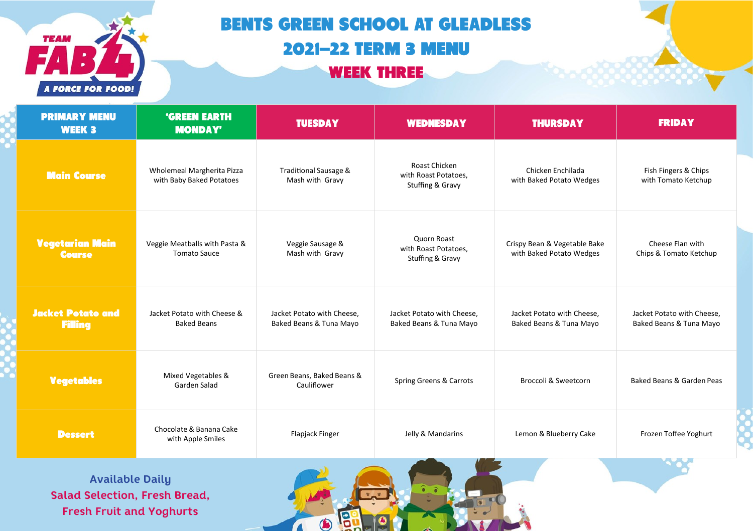# BENTS GREEN SCHOOL AT GLEADLESS

## 2021–22 TERM 3 MENU

### WEEK THREE

| PRIMARY MENU WEEK 3 | 'GREEN EARTH MONDAY' | TUESDAY | WEDNESDAY | THURSDAY | FRIDAY |
|---|---|---|---|---|---|
| **Main Course** | Wholemeal Margherita Pizza with Baby Baked Potatoes | Traditional Sausage & Mash with Gravy | Roast Chicken with Roast Potatoes, Stuffing & Gravy | Chicken Enchilada with Baked Potato Wedges | Fish Fingers & Chips with Tomato Ketchup |
| **Vegetarian Main Course** | Veggie Meatballs with Pasta & Tomato Sauce | Veggie Sausage & Mash with Gravy | Quorn Roast with Roast Potatoes, Stuffing & Gravy | Crispy Bean & Vegetable Bake with Baked Potato Wedges | Cheese Flan with Chips & Tomato Ketchup |
| **Jacket Potato and Filling** | Jacket Potato with Cheese & Baked Beans | Jacket Potato with Cheese, Baked Beans & Tuna Mayo | Jacket Potato with Cheese, Baked Beans & Tuna Mayo | Jacket Potato with Cheese, Baked Beans & Tuna Mayo | Jacket Potato with Cheese, Baked Beans & Tuna Mayo |
| **Vegetables** | Mixed Vegetables & Garden Salad | Green Beans, Baked Beans & Cauliflower | Spring Greens & Carrots | Broccoli & Sweetcorn | Baked Beans & Garden Peas |
| **Dessert** | Chocolate & Banana Cake with Apple Smiles | Flapjack Finger | Jelly & Mandarins | Lemon & Blueberry Cake | Frozen Toffee Yoghurt |

**Available Daily**
Salad Selection, Fresh Bread,
Fresh Fruit and Yoghurts